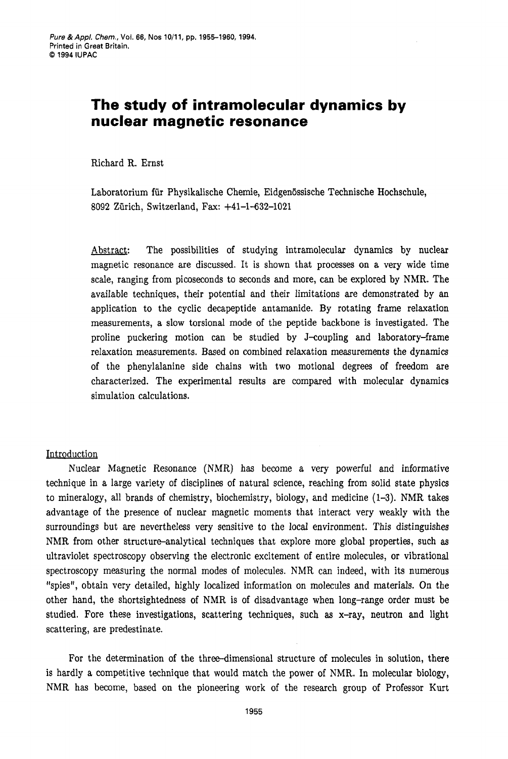# The study of intramolecular dynamics by nuclear magnetic resonance

Richard R. Ernst

Laboratorium für Physikalische Chemie, Eidgenössische Technische Hochschule, 8092 Zürich, Switzerland, Fax: +41-1-632-1021

Abstract: The possibilities of studying intramolecular dynamics by nuclear magnetic resonance are discussed. It is shown that processes on a very wide time scale, ranging from picoseconds to seconds and more, can be explored by NMR. The available techniques, their potential and their limitations are demonstrated by an application to the cyclic decapeptide antamanide. By rotating frame relaxation measurements, a slow torsional mode of the peptide backbone is investigated. The proline puckering motion can be studied by J-coupling and laboratory-frame relaxation measurements. Based on combined relaxation measurements the dynamics of the phenylalanine side chains with two motional degrees of freedom are characterized. The experimental results are compared with molecular dynamics simulation calculations.

## Introduction

Nuclear Magnetic Resonance (NMR) has become a very powerful and informative technique in a large variety of disciplines of natural science, reaching from solid state physics to mineralogy, all brands of chemistry, biochemistry, biology, and medicine (1-3). NMR takes advantage of the presence of nuclear magnetic moments that interact very weakly with the surroundings but are nevertheless very sensitive to the local environment. This distinguishes NMR from other structure-analytical techniques that explore more global properties, such as ultraviolet spectroscopy observing the electronic excitement of entire molecules, or vibrational spectroscopy measuring the normal modes of molecules. NMR can indeed, with its numerous "spies", obtain very detailed, highly localized information on molecules and materials. On the other hand, the shortsightedness of NMR is of disadvantage when long-range order must be studied. Fore these investigations, scattering techniques, such as x-ray, neutron and light scattering, are predestinate.

For the determination of the three-dimensional structure of molecules in solution, there is hardly a competitive technique that would match the power of NMR. In molecular biology, NMR has become, based on the pioneering work of the research group of Professor Kurt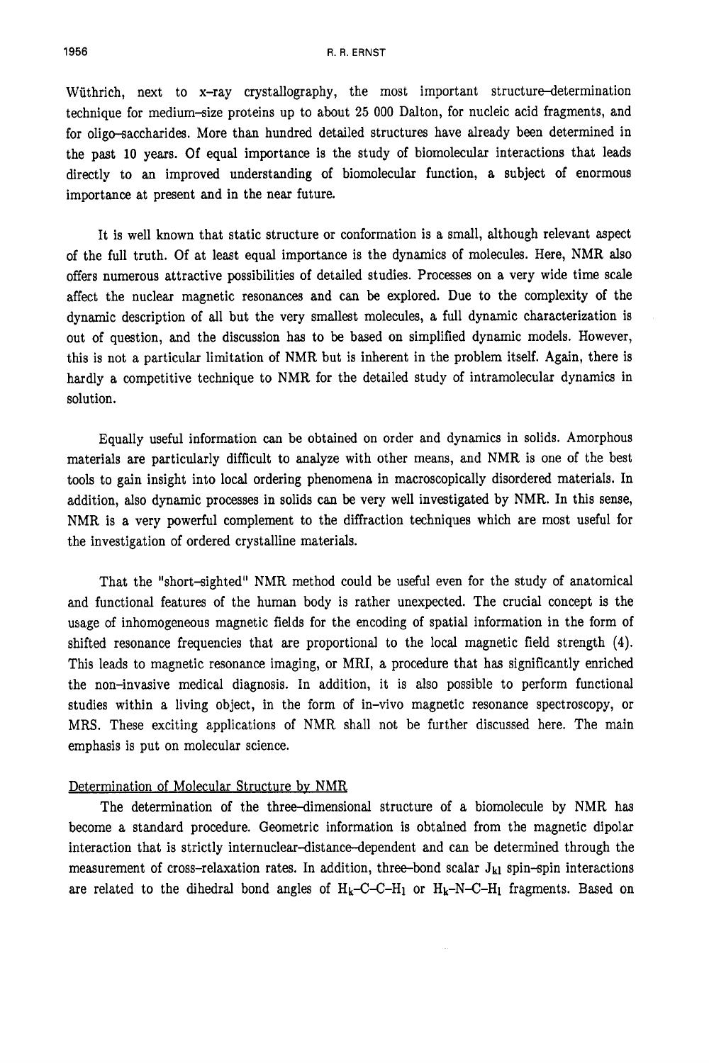Wüthrich, next to x-ray crystallography, the most important structure-determination technique for medium-size proteins up to about 25 000 Dalton, for nucleic acid fragments, and for oligo-saccharides. More than hundred detailed structures have already been determined in the past 10 years. Of equal importance is the study of biomolecular interactions that leads directly to an improved understanding of biomolecular function, a subject of enormous importance at present and in the near future.

It is well known that static structure or conformation is a small, although relevant aspect of the full truth. Of at least equal importance is the dynamics of molecules. Here, NMR also offers numerous attractive possibilities of detailed studies. Processes on a very wide time scale affect the nuclear magnetic resonances and can be explored. Due to the complexity of the dynamic description of all but the very smallest molecules, a full dynamic characterization is out of question, and the discussion has to be based on simplified dynamic models. However, this is not a particular limitation of NMR but is inherent in the problem itself. Again, there is hardly a competitive technique to NMR for the detailed study of intramolecular dynamics in solution.

Equally useful information can be obtained on order and dynamics in solids. Amorphous materials are particularly difficult to analyze with other means, and NMR is one of the best tools to gain insight into local ordering phenomena in macroscopically disordered materials. In addition, also dynamic processes in solids can be very well investigated by NMR. In this sense, NMR is a very powerful complement to the diffraction techniques which are most useful for the investigation of ordered crystalline materials.

That the "short-sighted" NMR method could be useful even for the study of anatomical and functional features of the human body is rather unexpected. The crucial concept is the usage of inhomogeneous magnetic fields for the encoding of spatial information in the form of shifted resonance frequencies that are proportional to the local magnetic field strength (4). This leads to magnetic resonance imaging, or MRI, a procedure that has significantly enriched the non-invasive medical diagnosis. In addition, it is also possible to perform functional studies within a living object, in the form of in-vivo magnetic resonance spectroscopy, or MRS. These exciting applications of NMR shall not be further discussed here. The main emphasis is put on molecular science.

## Determination of Molecular Structure by NMR

The determination of the three-dimensional structure of a biomolecule by NMR has become a standard procedure. Geometric information is obtained from the magnetic dipolar interaction that is strictly internuclear-distance-dependent and can be determined through the measurement of cross-relaxation rates. In addition, three-bond scalar $J_{kl}$ spin-spin interactions are related to the dihedral bond angles of $H_k$–C–C–$H_l$ or $H_k$–N–C–$H_l$ fragments. Based on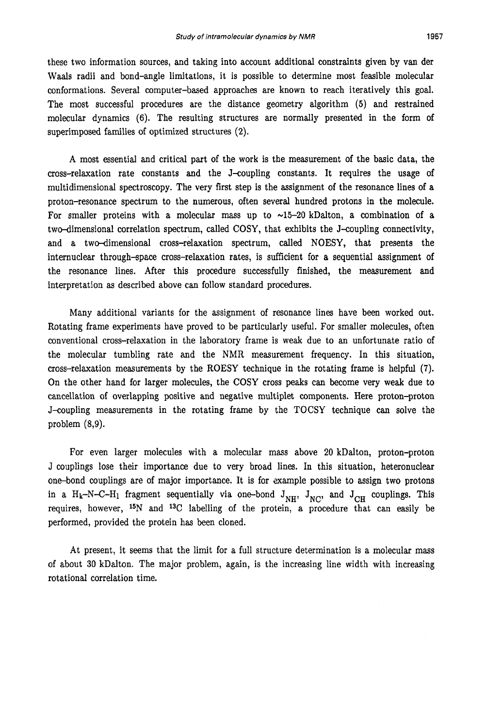these two information sources, and taking into account additional constraints given by van der Waals radii and bond-angle limitations, it is possible to determine most feasible molecular conformations. Several computer-based approaches are known to reach iteratively this goal. The most successful procedures are the distance geometry algorithm (5) and restrained molecular dynamics (6). The resulting structures are normally presented in the form of superimposed families of optimized structures (2).

A most essential and critical part of the work is the measurement of the basic data, the cross-relaxation rate constants and the J-coupling constants. It requires the usage of multidimensional spectroscopy. The very first step is the assignment of the resonance lines of a proton-resonance spectrum to the numerous, often several hundred protons in the molecule. For smaller proteins with a molecular mass up to ~15–20 kDalton, a combination of a two-dimensional correlation spectrum, called COSY, that exhibits the J-coupling connectivity, and a two-dimensional cross-relaxation spectrum, called NOESY, that presents the internuclear through-space cross-relaxation rates, is sufficient for a sequential assignment of the resonance lines. After this procedure successfully finished, the measurement and interpretation as described above can follow standard procedures.

Many additional variants for the assignment of resonance lines have been worked out. Rotating frame experiments have proved to be particularly useful. For smaller molecules, often conventional cross-relaxation in the laboratory frame is weak due to an unfortunate ratio of the molecular tumbling rate and the NMR measurement frequency. In this situation, cross-relaxation measurements by the ROESY technique in the rotating frame is helpful (7). On the other hand for larger molecules, the COSY cross peaks can become very weak due to cancellation of overlapping positive and negative multiplet components. Here proton-proton J-coupling measurements in the rotating frame by the TOCSY technique can solve the problem (8,9).

For even larger molecules with a molecular mass above 20 kDalton, proton-proton J couplings lose their importance due to very broad lines. In this situation, heteronuclear one-bond couplings are of major importance. It is for example possible to assign two protons in a $H_k$-N-C-$H_l$ fragment sequentially via one-bond $J_{NH}$, $J_{NC}$, and $J_{CH}$ couplings. This requires, however, $^{15}N$ and $^{13}C$ labelling of the protein, a procedure that can easily be performed, provided the protein has been cloned.

At present, it seems that the limit for a full structure determination is a molecular mass of about 30 kDalton. The major problem, again, is the increasing line width with increasing rotational correlation time.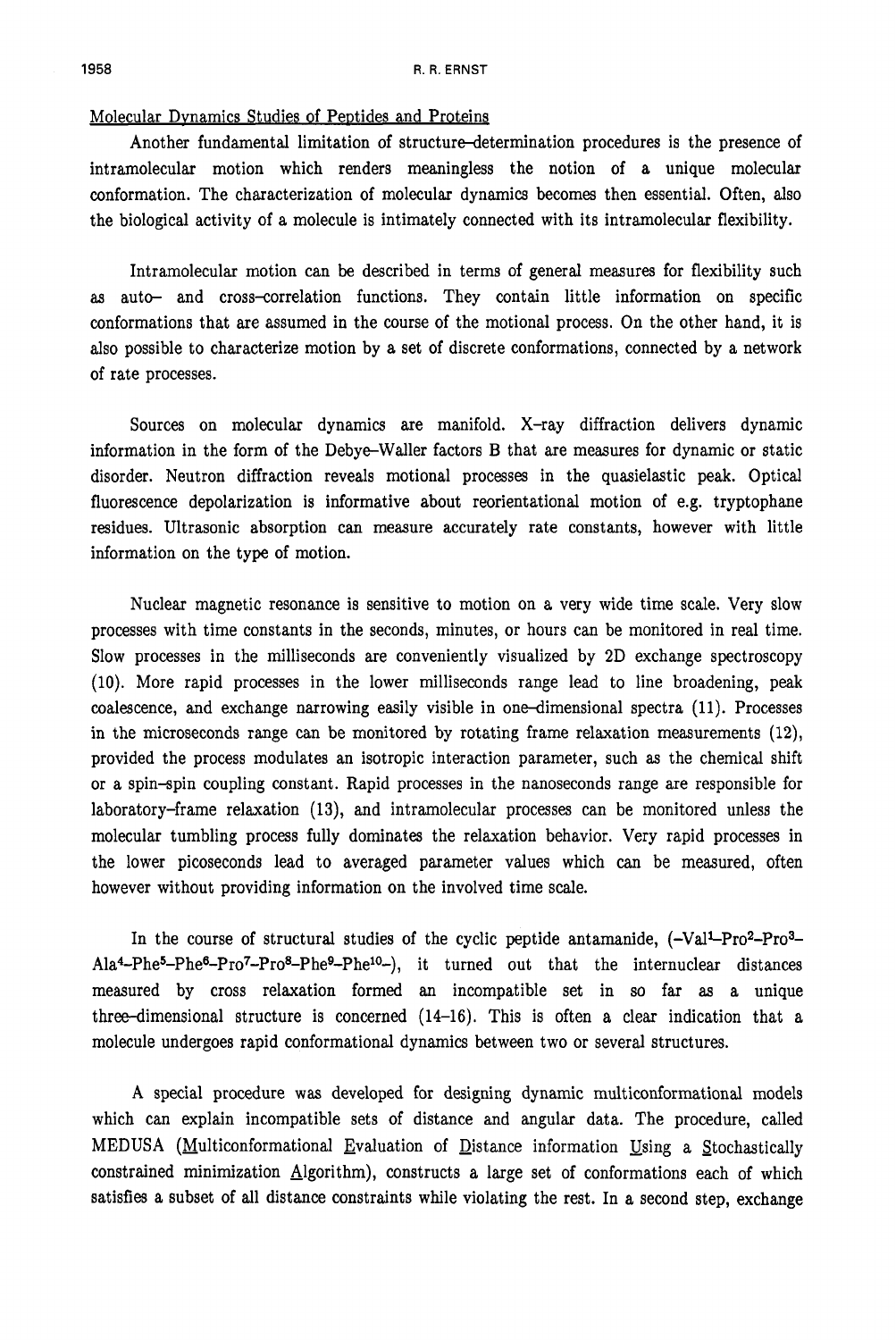## Molecular Dynamics Studies of Peptides and Proteins

Another fundamental limitation of structure-determination procedures is the presence of intramolecular motion which renders meaningless the notion of a unique molecular conformation. The characterization of molecular dynamics becomes then essential. Often, also the biological activity of a molecule is intimately connected with its intramolecular flexibility.

Intramolecular motion can be described in terms of general measures for flexibility such as auto- and cross-correlation functions. They contain little information on specific conformations that are assumed in the course of the motional process. On the other hand, it is also possible to characterize motion by a set of discrete conformations, connected by a network of rate processes.

Sources on molecular dynamics are manifold. X-ray diffraction delivers dynamic information in the form of the Debye-Waller factors B that are measures for dynamic or static disorder. Neutron diffraction reveals motional processes in the quasielastic peak. Optical fluorescence depolarization is informative about reorientational motion of e.g. tryptophane residues. Ultrasonic absorption can measure accurately rate constants, however with little information on the type of motion.

Nuclear magnetic resonance is sensitive to motion on a very wide time scale. Very slow processes with time constants in the seconds, minutes, or hours can be monitored in real time. Slow processes in the milliseconds are conveniently visualized by 2D exchange spectroscopy (10). More rapid processes in the lower milliseconds range lead to line broadening, peak coalescence, and exchange narrowing easily visible in one-dimensional spectra (11). Processes in the microseconds range can be monitored by rotating frame relaxation measurements (12), provided the process modulates an isotropic interaction parameter, such as the chemical shift or a spin-spin coupling constant. Rapid processes in the nanoseconds range are responsible for laboratory-frame relaxation (13), and intramolecular processes can be monitored unless the molecular tumbling process fully dominates the relaxation behavior. Very rapid processes in the lower picoseconds lead to averaged parameter values which can be measured, often however without providing information on the involved time scale.

In the course of structural studies of the cyclic peptide antamanide, (-Val[1]-Pro[2]-Pro[3]-Ala[4]-Phe[5]-Phe[6]-Pro[7]-Pro[8]-Phe[9]-Phe[10]-), it turned out that the internuclear distances measured by cross relaxation formed an incompatible set in so far as a unique three-dimensional structure is concerned (14-16). This is often a clear indication that a molecule undergoes rapid conformational dynamics between two or several structures.

A special procedure was developed for designing dynamic multiconformational models which can explain incompatible sets of distance and angular data. The procedure, called MEDUSA (Multiconformational Evaluation of Distance information Using a Stochastically constrained minimization Algorithm), constructs a large set of conformations each of which satisfies a subset of all distance constraints while violating the rest. In a second step, exchange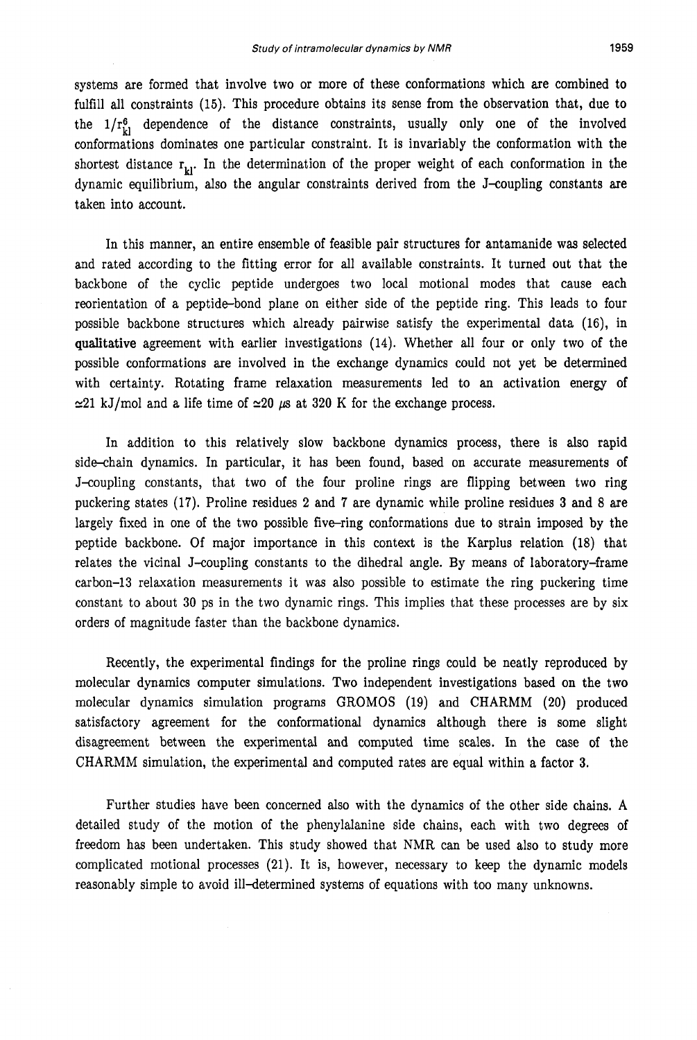systems are formed that involve two or more of these conformations which are combined to fulfill all constraints (15). This procedure obtains its sense from the observation that, due to the $1/r_{kl}^6$ dependence of the distance constraints, usually only one of the involved conformations dominates one particular constraint. It is invariably the conformation with the shortest distance $r_{kl}$. In the determination of the proper weight of each conformation in the dynamic equilibrium, also the angular constraints derived from the J–coupling constants are taken into account.

In this manner, an entire ensemble of feasible pair structures for antamanide was selected and rated according to the fitting error for all available constraints. It turned out that the backbone of the cyclic peptide undergoes two local motional modes that cause each reorientation of a peptide–bond plane on either side of the peptide ring. This leads to four possible backbone structures which already pairwise satisfy the experimental data (16), in qualitative agreement with earlier investigations (14). Whether all four or only two of the possible conformations are involved in the exchange dynamics could not yet be determined with certainty. Rotating frame relaxation measurements led to an activation energy of $\simeq$21 kJ/mol and a life time of $\simeq$20 $\mu$s at 320 K for the exchange process.

In addition to this relatively slow backbone dynamics process, there is also rapid side–chain dynamics. In particular, it has been found, based on accurate measurements of J–coupling constants, that two of the four proline rings are flipping between two ring puckering states (17). Proline residues 2 and 7 are dynamic while proline residues 3 and 8 are largely fixed in one of the two possible five–ring conformations due to strain imposed by the peptide backbone. Of major importance in this context is the Karplus relation (18) that relates the vicinal J–coupling constants to the dihedral angle. By means of laboratory–frame carbon–13 relaxation measurements it was also possible to estimate the ring puckering time constant to about 30 ps in the two dynamic rings. This implies that these processes are by six orders of magnitude faster than the backbone dynamics.

Recently, the experimental findings for the proline rings could be neatly reproduced by molecular dynamics computer simulations. Two independent investigations based on the two molecular dynamics simulation programs GROMOS (19) and CHARMM (20) produced satisfactory agreement for the conformational dynamics although there is some slight disagreement between the experimental and computed time scales. In the case of the CHARMM simulation, the experimental and computed rates are equal within a factor 3.

Further studies have been concerned also with the dynamics of the other side chains. A detailed study of the motion of the phenylalanine side chains, each with two degrees of freedom has been undertaken. This study showed that NMR can be used also to study more complicated motional processes (21). It is, however, necessary to keep the dynamic models reasonably simple to avoid ill–determined systems of equations with too many unknowns.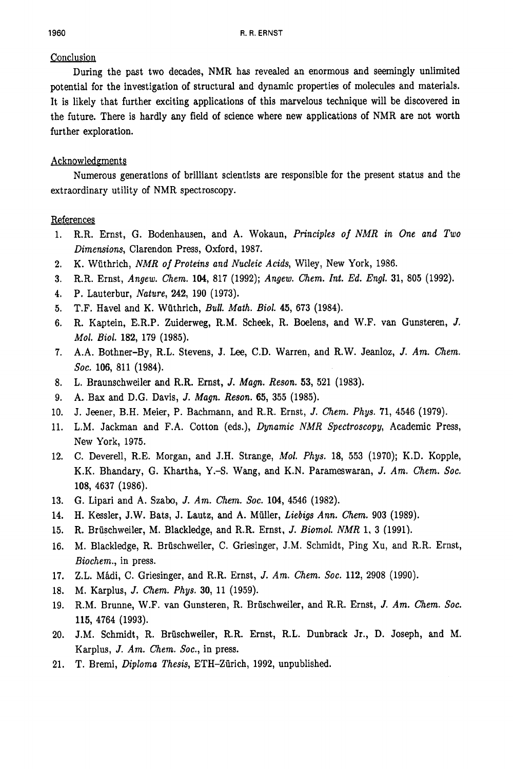## Conclusion

During the past two decades, NMR has revealed an enormous and seemingly unlimited potential for the investigation of structural and dynamic properties of molecules and materials. It is likely that further exciting applications of this marvelous technique will be discovered in the future. There is hardly any field of science where new applications of NMR are not worth further exploration.

## Acknowledgments

Numerous generations of brilliant scientists are responsible for the present status and the extraordinary utility of NMR spectroscopy.

## References

1. R.R. Ernst, G. Bodenhausen, and A. Wokaun, *Principles of NMR in One and Two Dimensions*, Clarendon Press, Oxford, 1987.
2. K. Wüthrich, *NMR of Proteins and Nucleic Acids*, Wiley, New York, 1986.
3. R.R. Ernst, *Angew. Chem.* **104**, 817 (1992); *Angew. Chem. Int. Ed. Engl.* **31**, 805 (1992).
4. P. Lauterbur, *Nature*, **242**, 190 (1973).
5. T.F. Havel and K. Wüthrich, *Bull. Math. Biol.* **45**, 673 (1984).
6. R. Kaptein, E.R.P. Zuiderweg, R.M. Scheek, R. Boelens, and W.F. van Gunsteren, *J. Mol. Biol.* **182**, 179 (1985).
7. A.A. Bothner-By, R.L. Stevens, J. Lee, C.D. Warren, and R.W. Jeanloz, *J. Am. Chem. Soc.* **106**, 811 (1984).
8. L. Braunschweiler and R.R. Ernst, *J. Magn. Reson.* **53**, 521 (1983).
9. A. Bax and D.G. Davis, *J. Magn. Reson.* **65**, 355 (1985).
10. J. Jeener, B.H. Meier, P. Bachmann, and R.R. Ernst, *J. Chem. Phys.* **71**, 4546 (1979).
11. L.M. Jackman and F.A. Cotton (eds.), *Dynamic NMR Spectroscopy*, Academic Press, New York, 1975.
12. C. Deverell, R.E. Morgan, and J.H. Strange, *Mol. Phys.* **18**, 553 (1970); K.D. Kopple, K.K. Bhandary, G. Khartha, Y.-S. Wang, and K.N. Parameswaran, *J. Am. Chem. Soc.* **108**, 4637 (1986).
13. G. Lipari and A. Szabo, *J. Am. Chem. Soc.* **104**, 4546 (1982).
14. H. Kessler, J.W. Bats, J. Lautz, and A. Müller, *Liebigs Ann. Chem.* 903 (1989).
15. R. Brüschweiler, M. Blackledge, and R.R. Ernst, *J. Biomol. NMR* **1**, 3 (1991).
16. M. Blackledge, R. Brüschweiler, C. Griesinger, J.M. Schmidt, Ping Xu, and R.R. Ernst, *Biochem.*, in press.
17. Z.L. Mádi, C. Griesinger, and R.R. Ernst, *J. Am. Chem. Soc.* **112**, 2908 (1990).
18. M. Karplus, *J. Chem. Phys.* **30**, 11 (1959).
19. R.M. Brunne, W.F. van Gunsteren, R. Brüschweiler, and R.R. Ernst, *J. Am. Chem. Soc.* **115**, 4764 (1993).
20. J.M. Schmidt, R. Brüschweiler, R.R. Ernst, R.L. Dunbrack Jr., D. Joseph, and M. Karplus, *J. Am. Chem. Soc.*, in press.
21. T. Bremi, *Diploma Thesis*, ETH-Zürich, 1992, unpublished.